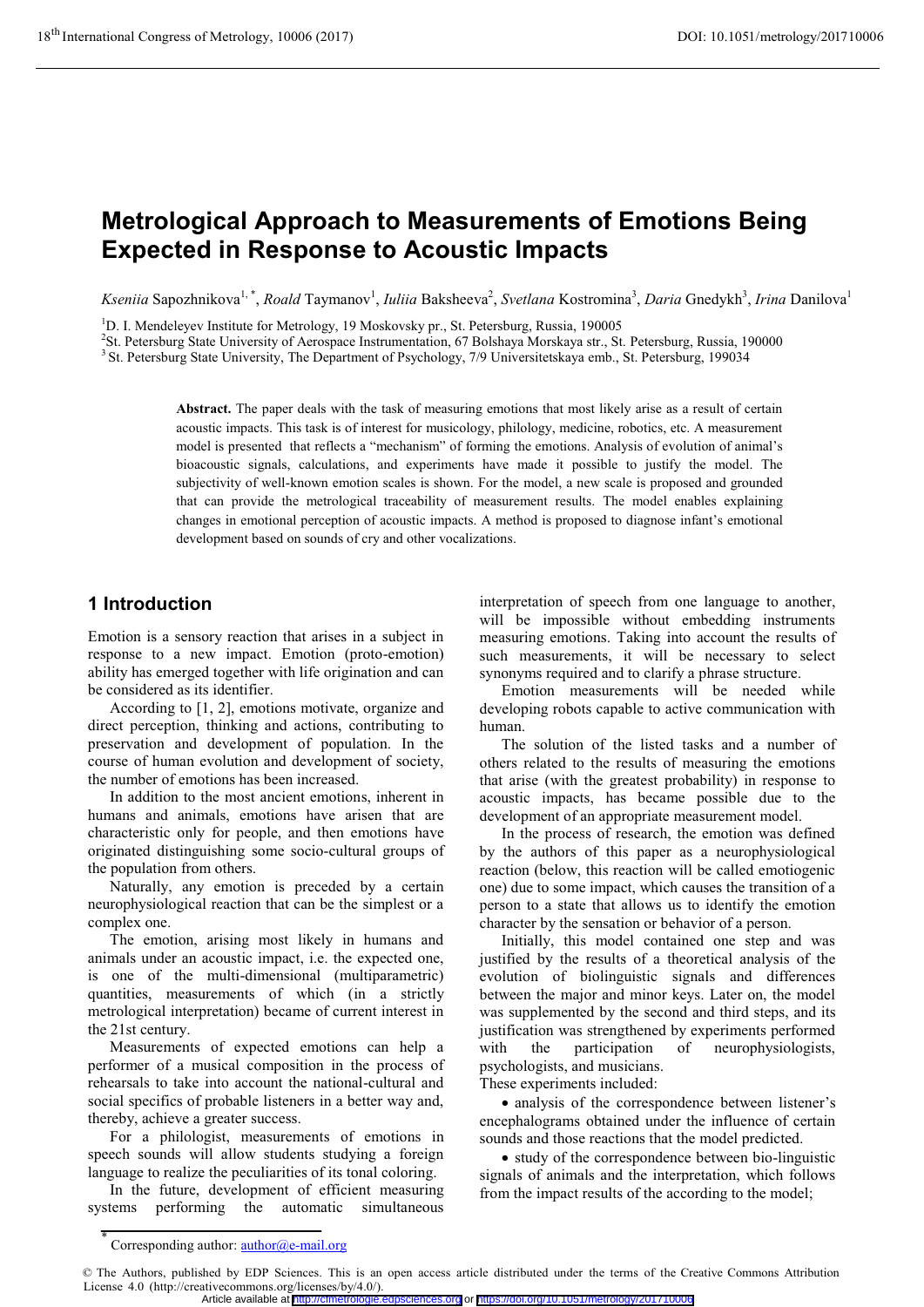# Metrological Approach to Measurements of Emotions Being Expected in Response to Acoustic Impacts

*Kseniia* Sapozhnikova[1,*], *Roald* Taymanov[1], *Iuliia* Baksheeva[2], *Svetlana* Kostromina[3], *Daria* Gnedykh[3], *Irina* Danilova[1]

[1]D. I. Mendeleyev Institute for Metrology, 19 Moskovsky pr., St. Petersburg, Russia, 190005

[2]St. Petersburg State University of Aerospace Instrumentation, 67 Bolshaya Morskaya str., St. Petersburg, Russia, 190000

[3]St. Petersburg State University, The Department of Psychology, 7/9 Universitetskaya emb., St. Petersburg, 199034

**Abstract.** The paper deals with the task of measuring emotions that most likely arise as a result of certain acoustic impacts. This task is of interest for musicology, philology, medicine, robotics, etc. A measurement model is presented that reflects a "mechanism" of forming the emotions. Analysis of evolution of animal's bioacoustic signals, calculations, and experiments have made it possible to justify the model. The subjectivity of well-known emotion scales is shown. For the model, a new scale is proposed and grounded that can provide the metrological traceability of measurement results. The model enables explaining changes in emotional perception of acoustic impacts. A method is proposed to diagnose infant's emotional development based on sounds of cry and other vocalizations.

## 1 Introduction

Emotion is a sensory reaction that arises in a subject in response to a new impact. Emotion (proto-emotion) ability has emerged together with life origination and can be considered as its identifier.

According to [1, 2], emotions motivate, organize and direct perception, thinking and actions, contributing to preservation and development of population. In the course of human evolution and development of society, the number of emotions has been increased.

In addition to the most ancient emotions, inherent in humans and animals, emotions have arisen that are characteristic only for people, and then emotions have originated distinguishing some socio-cultural groups of the population from others.

Naturally, any emotion is preceded by a certain neurophysiological reaction that can be the simplest or a complex one.

The emotion, arising most likely in humans and animals under an acoustic impact, i.e. the expected one, is one of the multi-dimensional (multiparametric) quantities, measurements of which (in a strictly metrological interpretation) became of current interest in the 21st century.

Measurements of expected emotions can help a performer of a musical composition in the process of rehearsals to take into account the national-cultural and social specifics of probable listeners in a better way and, thereby, achieve a greater success.

For a philologist, measurements of emotions in speech sounds will allow students studying a foreign language to realize the peculiarities of its tonal coloring.

In the future, development of efficient measuring systems performing the automatic simultaneous interpretation of speech from one language to another, will be impossible without embedding instruments measuring emotions. Taking into account the results of such measurements, it will be necessary to select synonyms required and to clarify a phrase structure.

Emotion measurements will be needed while developing robots capable to active communication with human.

The solution of the listed tasks and a number of others related to the results of measuring the emotions that arise (with the greatest probability) in response to acoustic impacts, has became possible due to the development of an appropriate measurement model.

In the process of research, the emotion was defined by the authors of this paper as a neurophysiological reaction (below, this reaction will be called emotiogenic one) due to some impact, which causes the transition of a person to a state that allows us to identify the emotion character by the sensation or behavior of a person.

Initially, this model contained one step and was justified by the results of a theoretical analysis of the evolution of biolinguistic signals and differences between the major and minor keys. Later on, the model was supplemented by the second and third steps, and its justification was strengthened by experiments performed with the participation of neurophysiologists, psychologists, and musicians.

These experiments included:

- analysis of the correspondence between listener's encephalograms obtained under the influence of certain sounds and those reactions that the model predicted.
- study of the correspondence between bio-linguistic signals of animals and the interpretation, which follows from the impact results of the according to the model;

---

* Corresponding author: author@e-mail.org

© The Authors, published by EDP Sciences. This is an open access article distributed under the terms of the Creative Commons Attribution License 4.0 (http://creativecommons.org/licenses/by/4.0/).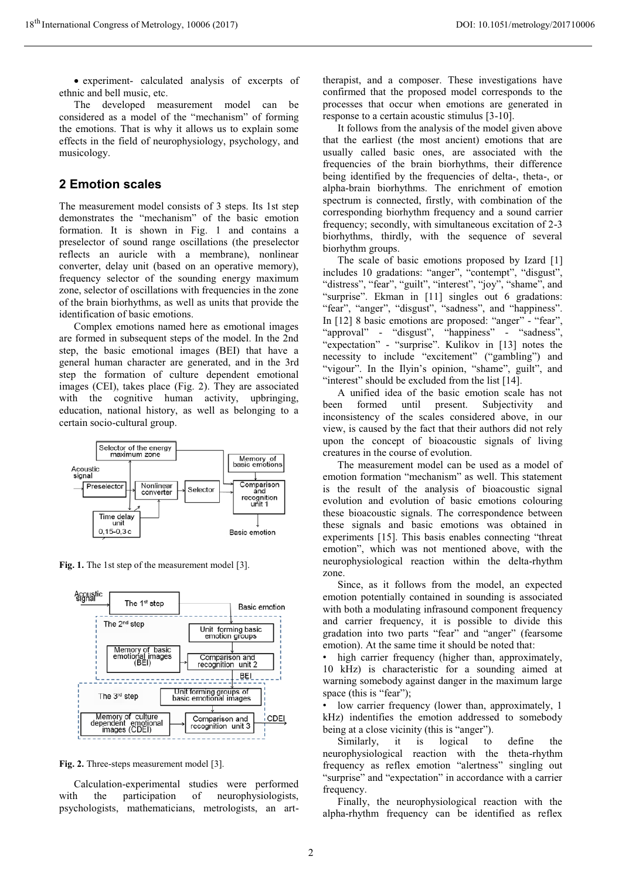- experiment- calculated analysis of excerpts of ethnic and bell music, etc.

The developed measurement model can be considered as a model of the "mechanism" of forming the emotions. That is why it allows us to explain some effects in the field of neurophysiology, psychology, and musicology.

## 2 Emotion scales

The measurement model consists of 3 steps. Its 1st step demonstrates the "mechanism" of the basic emotion formation. It is shown in Fig. 1 and contains a preselector of sound range oscillations (the preselector reflects an auricle with a membrane), nonlinear converter, delay unit (based on an operative memory), frequency selector of the sounding energy maximum zone, selector of oscillations with frequencies in the zone of the brain biorhythms, as well as units that provide the identification of basic emotions.

Complex emotions named here as emotional images are formed in subsequent steps of the model. In the 2nd step, the basic emotional images (BEI) that have a general human character are generated, and in the 3rd step the formation of culture dependent emotional images (CEI), takes place (Fig. 2). They are associated with the cognitive human activity, upbringing, education, national history, as well as belonging to a certain socio-cultural group.

**Fig. 1.** The 1st step of the measurement model [3].

**Fig. 2.** Three-steps measurement model [3].

Calculation-experimental studies were performed with the participation of neurophysiologists, psychologists, mathematicians, metrologists, an art-therapist, and a composer. These investigations have confirmed that the proposed model corresponds to the processes that occur when emotions are generated in response to a certain acoustic stimulus [3-10].

It follows from the analysis of the model given above that the earliest (the most ancient) emotions that are usually called basic ones, are associated with the frequencies of the brain biorhythms, their difference being identified by the frequencies of delta-, theta-, or alpha-brain biorhythms. The enrichment of emotion spectrum is connected, firstly, with combination of the corresponding biorhythm frequency and a sound carrier frequency; secondly, with simultaneous excitation of 2-3 biorhythms, thirdly, with the sequence of several biorhythm groups.

The scale of basic emotions proposed by Izard [1] includes 10 gradations: "anger", "contempt", "disgust", "distress", "fear", "guilt", "interest", "joy", "shame", and "surprise". Ekman in [11] singles out 6 gradations: "fear", "anger", "disgust", "sadness", and "happiness". In [12] 8 basic emotions are proposed: "anger" - "fear", "approval" - "disgust", "happiness" - "sadness", "expectation" - "surprise". Kulikov in [13] notes the necessity to include "excitement" ("gambling") and "vigour". In the Ilyin's opinion, "shame", guilt", and "interest" should be excluded from the list [14].

A unified idea of the basic emotion scale has not been formed until present. Subjectivity and inconsistency of the scales considered above, in our view, is caused by the fact that their authors did not rely upon the concept of bioacoustic signals of living creatures in the course of evolution.

The measurement model can be used as a model of emotion formation "mechanism" as well. This statement is the result of the analysis of bioacoustic signal evolution and evolution of basic emotions colouring these bioacoustic signals. The correspondence between these signals and basic emotions was obtained in experiments [15]. This basis enables connecting "threat emotion", which was not mentioned above, with the neurophysiological reaction within the delta-rhythm zone.

Since, as it follows from the model, an expected emotion potentially contained in sounding is associated with both a modulating infrasound component frequency and carrier frequency, it is possible to divide this gradation into two parts "fear" and "anger" (fearsome emotion). At the same time it should be noted that:

- high carrier frequency (higher than, approximately, 10 kHz) is characteristic for a sounding aimed at warning somebody against danger in the maximum large space (this is "fear");
- low carrier frequency (lower than, approximately, 1 kHz) indentifies the emotion addressed to somebody being at a close vicinity (this is "anger").

Similarly, it is logical to define the neurophysiological reaction with the theta-rhythm frequency as reflex emotion "alertness" singling out "surprise" and "expectation" in accordance with a carrier frequency.

Finally, the neurophysiological reaction with the alpha-rhythm frequency can be identified as reflex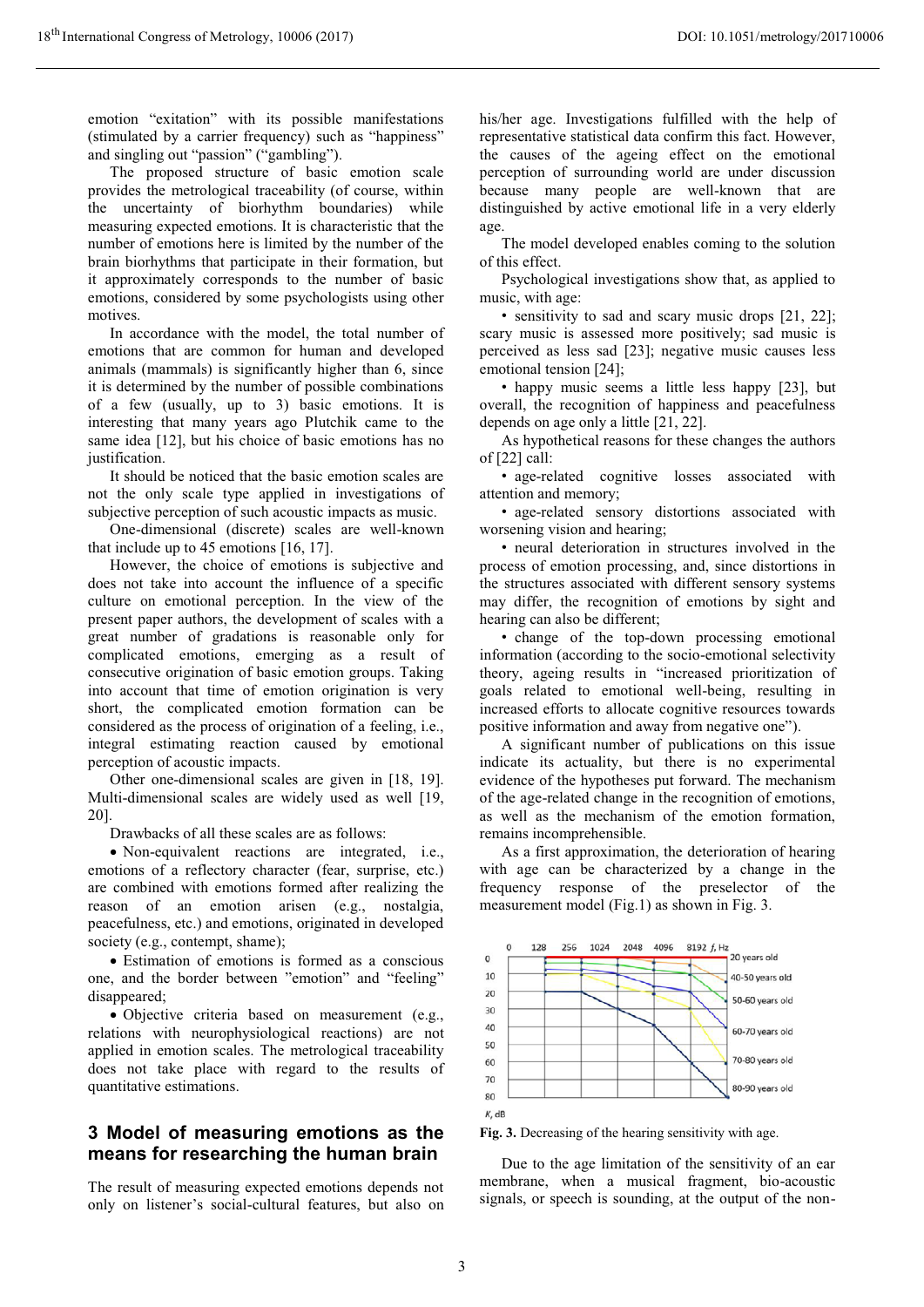emotion "exitation" with its possible manifestations (stimulated by a carrier frequency) such as "happiness" and singling out "passion" ("gambling").

The proposed structure of basic emotion scale provides the metrological traceability (of course, within the uncertainty of biorhythm boundaries) while measuring expected emotions. It is characteristic that the number of emotions here is limited by the number of the brain biorhythms that participate in their formation, but it approximately corresponds to the number of basic emotions, considered by some psychologists using other motives.

In accordance with the model, the total number of emotions that are common for human and developed animals (mammals) is significantly higher than 6, since it is determined by the number of possible combinations of a few (usually, up to 3) basic emotions. It is interesting that many years ago Plutchik came to the same idea [12], but his choice of basic emotions has no justification.

It should be noticed that the basic emotion scales are not the only scale type applied in investigations of subjective perception of such acoustic impacts as music.

One-dimensional (discrete) scales are well-known that include up to 45 emotions [16, 17].

However, the choice of emotions is subjective and does not take into account the influence of a specific culture on emotional perception. In the view of the present paper authors, the development of scales with a great number of gradations is reasonable only for complicated emotions, emerging as a result of consecutive origination of basic emotion groups. Taking into account that time of emotion origination is very short, the complicated emotion formation can be considered as the process of origination of a feeling, i.e., integral estimating reaction caused by emotional perception of acoustic impacts.

Other one-dimensional scales are given in [18, 19]. Multi-dimensional scales are widely used as well [19, 20].

Drawbacks of all these scales are as follows:

- Non-equivalent reactions are integrated, i.e., emotions of a reflectory character (fear, surprise, etc.) are combined with emotions formed after realizing the reason of an emotion arisen (e.g., nostalgia, peacefulness, etc.) and emotions, originated in developed society (e.g., contempt, shame);
- Estimation of emotions is formed as a conscious one, and the border between "emotion" and "feeling" disappeared;
- Objective criteria based on measurement (e.g., relations with neurophysiological reactions) are not applied in emotion scales. The metrological traceability does not take place with regard to the results of quantitative estimations.

## 3 Model of measuring emotions as the means for researching the human brain

The result of measuring expected emotions depends not only on listener's social-cultural features, but also on his/her age. Investigations fulfilled with the help of representative statistical data confirm this fact. However, the causes of the ageing effect on the emotional perception of surrounding world are under discussion because many people are well-known that are distinguished by active emotional life in a very elderly age.

The model developed enables coming to the solution of this effect.

Psychological investigations show that, as applied to music, with age:

- sensitivity to sad and scary music drops [21, 22]; scary music is assessed more positively; sad music is perceived as less sad [23]; negative music causes less emotional tension [24];
- happy music seems a little less happy [23], but overall, the recognition of happiness and peacefulness depends on age only a little [21, 22].

As hypothetical reasons for these changes the authors of [22] call:

- age-related cognitive losses associated with attention and memory;
- age-related sensory distortions associated with worsening vision and hearing;
- neural deterioration in structures involved in the process of emotion processing, and, since distortions in the structures associated with different sensory systems may differ, the recognition of emotions by sight and hearing can also be different;
- change of the top-down processing emotional information (according to the socio-emotional selectivity theory, ageing results in "increased prioritization of goals related to emotional well-being, resulting in increased efforts to allocate cognitive resources towards positive information and away from negative one").

A significant number of publications on this issue indicate its actuality, but there is no experimental evidence of the hypotheses put forward. The mechanism of the age-related change in the recognition of emotions, as well as the mechanism of the emotion formation, remains incomprehensible.

As a first approximation, the deterioration of hearing with age can be characterized by a change in the frequency response of the preselector of the measurement model (Fig.1) as shown in Fig. 3.

**Fig. 3.** Decreasing of the hearing sensitivity with age.

Due to the age limitation of the sensitivity of an ear membrane, when a musical fragment, bio-acoustic signals, or speech is sounding, at the output of the non-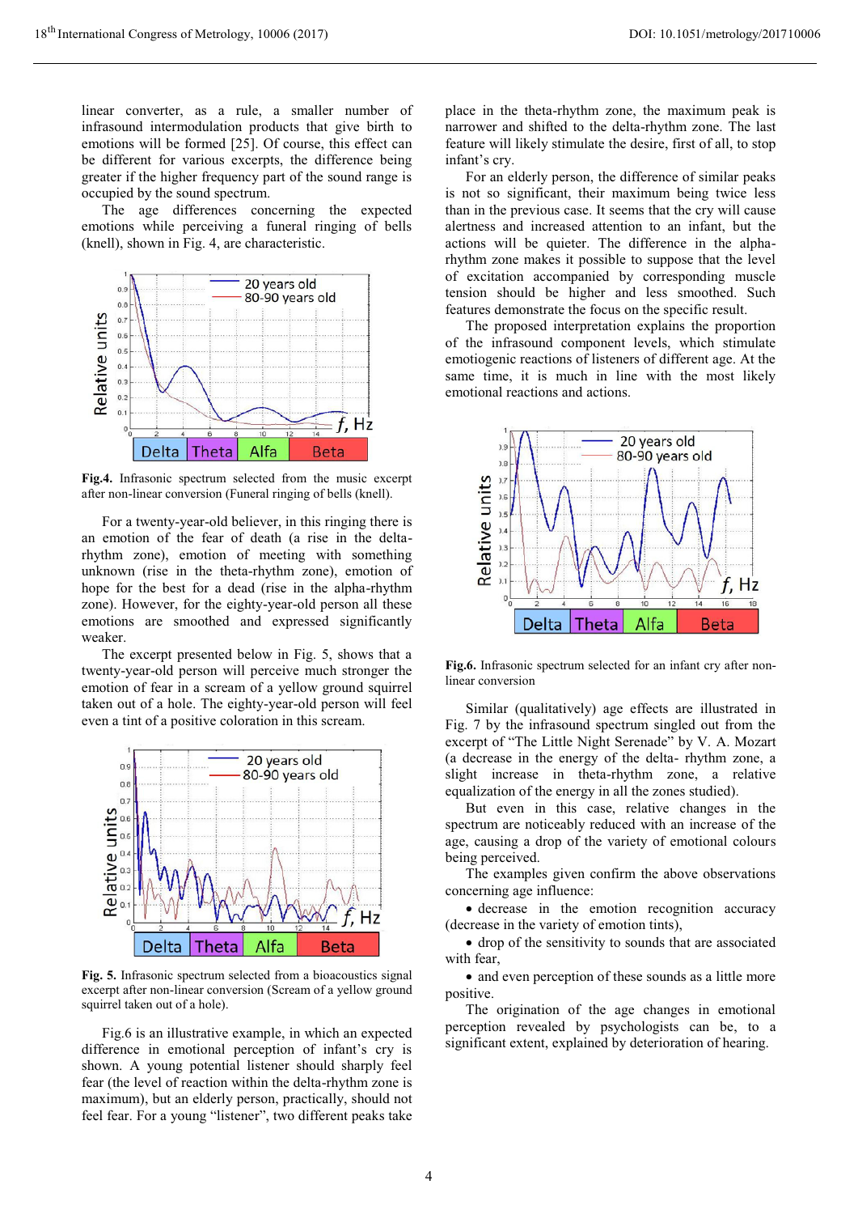linear converter, as a rule, a smaller number of infrasound intermodulation products that give birth to emotions will be formed [25]. Of course, this effect can be different for various excerpts, the difference being greater if the higher frequency part of the sound range is occupied by the sound spectrum.

The age differences concerning the expected emotions while perceiving a funeral ringing of bells (knell), shown in Fig. 4, are characteristic.

**Fig.4.** Infrasonic spectrum selected from the music excerpt after non-linear conversion (Funeral ringing of bells (knell).

For a twenty-year-old believer, in this ringing there is an emotion of the fear of death (a rise in the delta-rhythm zone), emotion of meeting with something unknown (rise in the theta-rhythm zone), emotion of hope for the best for a dead (rise in the alpha-rhythm zone). However, for the eighty-year-old person all these emotions are smoothed and expressed significantly weaker.

The excerpt presented below in Fig. 5, shows that a twenty-year-old person will perceive much stronger the emotion of fear in a scream of a yellow ground squirrel taken out of a hole. The eighty-year-old person will feel even a tint of a positive coloration in this scream.

**Fig. 5.** Infrasonic spectrum selected from a bioacoustics signal excerpt after non-linear conversion (Scream of a yellow ground squirrel taken out of a hole).

Fig.6 is an illustrative example, in which an expected difference in emotional perception of infant's cry is shown. A young potential listener should sharply feel fear (the level of reaction within the delta-rhythm zone is maximum), but an elderly person, practically, should not feel fear. For a young "listener", two different peaks take place in the theta-rhythm zone, the maximum peak is narrower and shifted to the delta-rhythm zone. The last feature will likely stimulate the desire, first of all, to stop infant's cry.

For an elderly person, the difference of similar peaks is not so significant, their maximum being twice less than in the previous case. It seems that the cry will cause alertness and increased attention to an infant, but the actions will be quieter. The difference in the alpha-rhythm zone makes it possible to suppose that the level of excitation accompanied by corresponding muscle tension should be higher and less smoothed. Such features demonstrate the focus on the specific result.

The proposed interpretation explains the proportion of the infrasound component levels, which stimulate emotiogenic reactions of listeners of different age. At the same time, it is much in line with the most likely emotional reactions and actions.

**Fig.6.** Infrasonic spectrum selected for an infant cry after non-linear conversion

Similar (qualitatively) age effects are illustrated in Fig. 7 by the infrasound spectrum singled out from the excerpt of "The Little Night Serenade" by V. A. Mozart (a decrease in the energy of the delta- rhythm zone, a slight increase in theta-rhythm zone, a relative equalization of the energy in all the zones studied).

But even in this case, relative changes in the spectrum are noticeably reduced with an increase of the age, causing a drop of the variety of emotional colours being perceived.

The examples given confirm the above observations concerning age influence:

- decrease in the emotion recognition accuracy (decrease in the variety of emotion tints),
- drop of the sensitivity to sounds that are associated with fear,
- and even perception of these sounds as a little more positive.

The origination of the age changes in emotional perception revealed by psychologists can be, to a significant extent, explained by deterioration of hearing.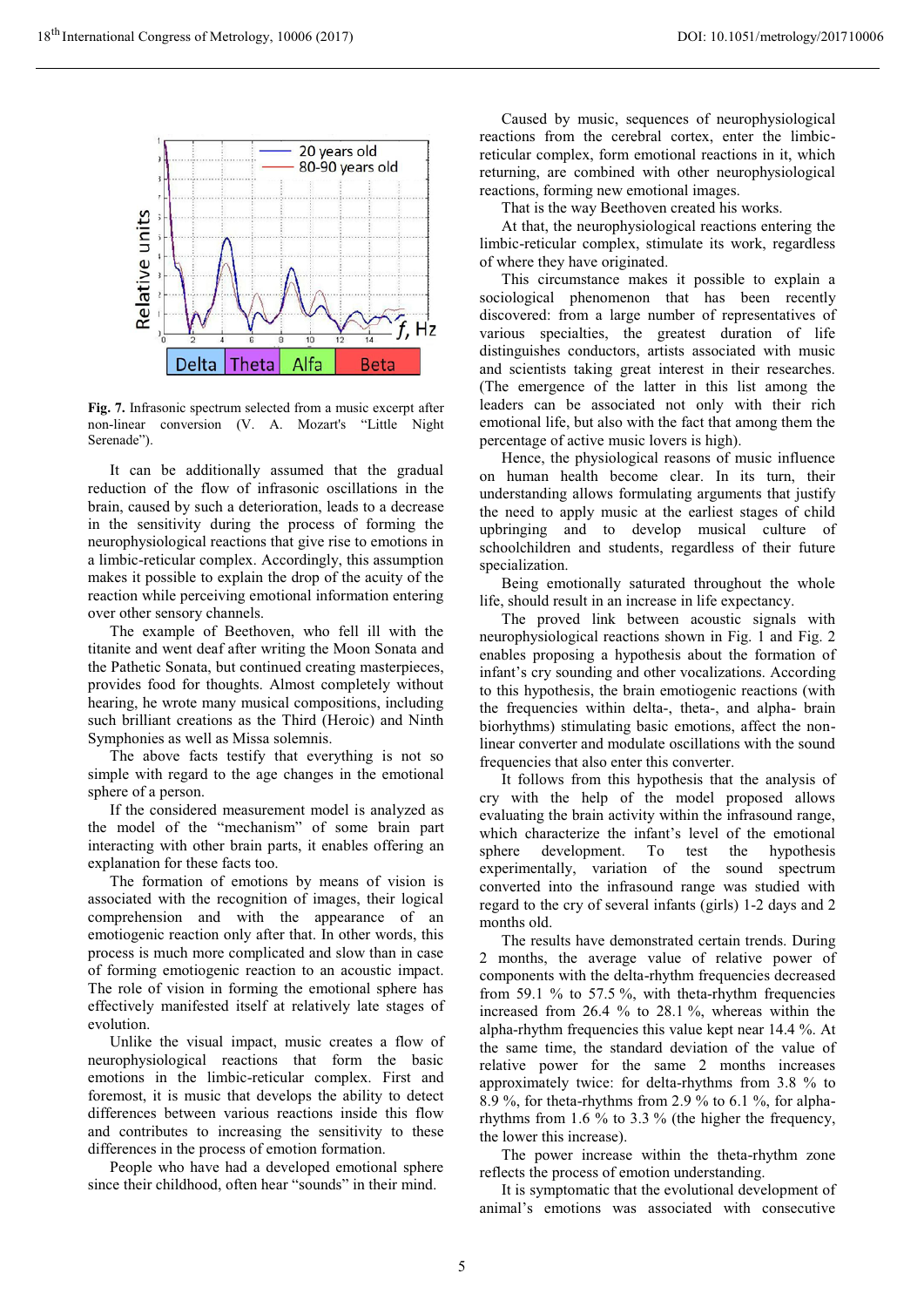**Fig. 7.** Infrasonic spectrum selected from a music excerpt after non-linear conversion (V. A. Mozart's "Little Night Serenade").

It can be additionally assumed that the gradual reduction of the flow of infrasonic oscillations in the brain, caused by such a deterioration, leads to a decrease in the sensitivity during the process of forming the neurophysiological reactions that give rise to emotions in a limbic-reticular complex. Accordingly, this assumption makes it possible to explain the drop of the acuity of the reaction while perceiving emotional information entering over other sensory channels.

The example of Beethoven, who fell ill with the titanite and went deaf after writing the Moon Sonata and the Pathetic Sonata, but continued creating masterpieces, provides food for thoughts. Almost completely without hearing, he wrote many musical compositions, including such brilliant creations as the Third (Heroic) and Ninth Symphonies as well as Missa solemnis.

The above facts testify that everything is not so simple with regard to the age changes in the emotional sphere of a person.

If the considered measurement model is analyzed as the model of the "mechanism" of some brain part interacting with other brain parts, it enables offering an explanation for these facts too.

The formation of emotions by means of vision is associated with the recognition of images, their logical comprehension and with the appearance of an emotiogenic reaction only after that. In other words, this process is much more complicated and slow than in case of forming emotiogenic reaction to an acoustic impact. The role of vision in forming the emotional sphere has effectively manifested itself at relatively late stages of evolution.

Unlike the visual impact, music creates a flow of neurophysiological reactions that form the basic emotions in the limbic-reticular complex. First and foremost, it is music that develops the ability to detect differences between various reactions inside this flow and contributes to increasing the sensitivity to these differences in the process of emotion formation.

People who have had a developed emotional sphere since their childhood, often hear "sounds" in their mind. Caused by music, sequences of neurophysiological reactions from the cerebral cortex, enter the limbic-reticular complex, form emotional reactions in it, which returning, are combined with other neurophysiological reactions, forming new emotional images.

That is the way Beethoven created his works.

At that, the neurophysiological reactions entering the limbic-reticular complex, stimulate its work, regardless of where they have originated.

This circumstance makes it possible to explain a sociological phenomenon that has been recently discovered: from a large number of representatives of various specialties, the greatest duration of life distinguishes conductors, artists associated with music and scientists taking great interest in their researches. (The emergence of the latter in this list among the leaders can be associated not only with their rich emotional life, but also with the fact that among them the percentage of active music lovers is high).

Hence, the physiological reasons of music influence on human health become clear. In its turn, their understanding allows formulating arguments that justify the need to apply music at the earliest stages of child upbringing and to develop musical culture of schoolchildren and students, regardless of their future specialization.

Being emotionally saturated throughout the whole life, should result in an increase in life expectancy.

The proved link between acoustic signals with neurophysiological reactions shown in Fig. 1 and Fig. 2 enables proposing a hypothesis about the formation of infant's cry sounding and other vocalizations. According to this hypothesis, the brain emotiogenic reactions (with the frequencies within delta-, theta-, and alpha- brain biorhythms) stimulating basic emotions, affect the non-linear converter and modulate oscillations with the sound frequencies that also enter this converter.

It follows from this hypothesis that the analysis of cry with the help of the model proposed allows evaluating the brain activity within the infrasound range, which characterize the infant's level of the emotional sphere development. To test the hypothesis experimentally, variation of the sound spectrum converted into the infrasound range was studied with regard to the cry of several infants (girls) 1-2 days and 2 months old.

The results have demonstrated certain trends. During 2 months, the average value of relative power of components with the delta-rhythm frequencies decreased from 59.1 % to 57.5 %, with theta-rhythm frequencies increased from 26.4 % to 28.1 %, whereas within the alpha-rhythm frequencies this value kept near 14.4 %. At the same time, the standard deviation of the value of relative power for the same 2 months increases approximately twice: for delta-rhythms from 3.8 % to 8.9 %, for theta-rhythms from 2.9 % to 6.1 %, for alpha-rhythms from 1.6 % to 3.3 % (the higher the frequency, the lower this increase).

The power increase within the theta-rhythm zone reflects the process of emotion understanding.

It is symptomatic that the evolutional development of animal's emotions was associated with consecutive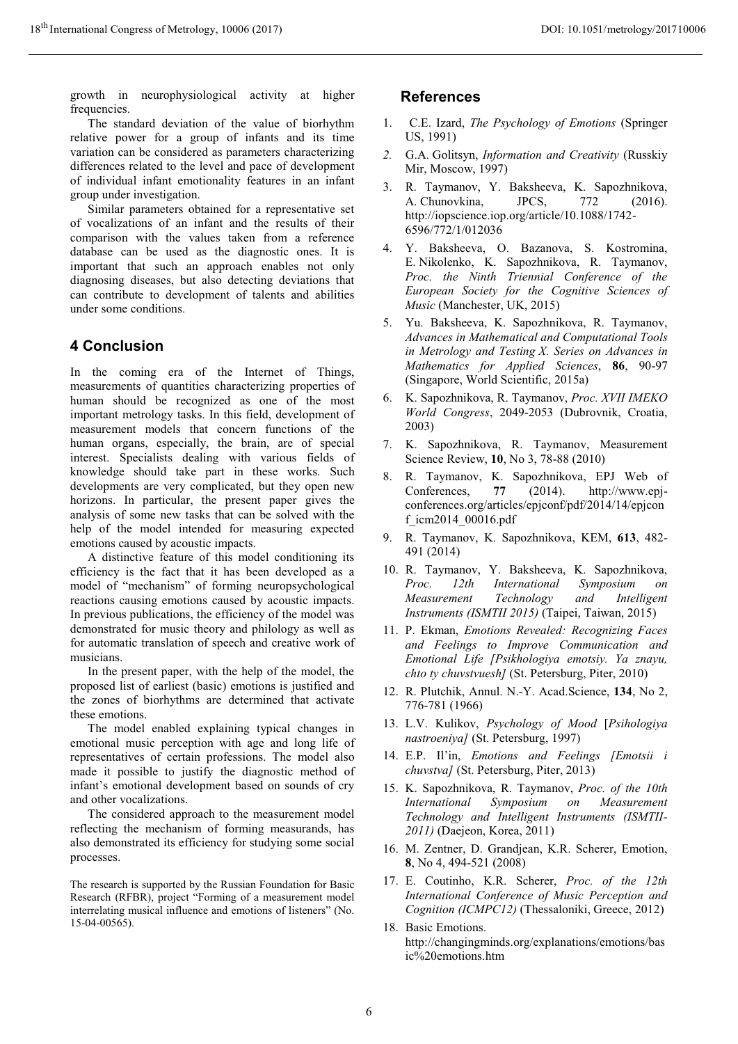growth in neurophysiological activity at higher frequencies.

The standard deviation of the value of biorhythm relative power for a group of infants and its time variation can be considered as parameters characterizing differences related to the level and pace of development of individual infant emotionality features in an infant group under investigation.

Similar parameters obtained for a representative set of vocalizations of an infant and the results of their comparison with the values taken from a reference database can be used as the diagnostic ones. It is important that such an approach enables not only diagnosing diseases, but also detecting deviations that can contribute to development of talents and abilities under some conditions.

## 4 Conclusion

In the coming era of the Internet of Things, measurements of quantities characterizing properties of human should be recognized as one of the most important metrology tasks. In this field, development of measurement models that concern functions of the human organs, especially, the brain, are of special interest. Specialists dealing with various fields of knowledge should take part in these works. Such developments are very complicated, but they open new horizons. In particular, the present paper gives the analysis of some new tasks that can be solved with the help of the model intended for measuring expected emotions caused by acoustic impacts.

A distinctive feature of this model conditioning its efficiency is the fact that it has been developed as a model of "mechanism" of forming neuropsychological reactions causing emotions caused by acoustic impacts. In previous publications, the efficiency of the model was demonstrated for music theory and philology as well as for automatic translation of speech and creative work of musicians.

In the present paper, with the help of the model, the proposed list of earliest (basic) emotions is justified and the zones of biorhythms are determined that activate these emotions.

The model enabled explaining typical changes in emotional music perception with age and long life of representatives of certain professions. The model also made it possible to justify the diagnostic method of infant's emotional development based on sounds of cry and other vocalizations.

The considered approach to the measurement model reflecting the mechanism of forming measurands, has also demonstrated its efficiency for studying some social processes.

The research is supported by the Russian Foundation for Basic Research (RFBR), project "Forming of a measurement model interrelating musical influence and emotions of listeners" (No. 15-04-00565).

## References

1. C.E. Izard, *The Psychology of Emotions* (Springer US, 1991)
2. G.A. Golitsyn, *Information and Creativity* (Russkiy Mir, Moscow, 1997)
3. R. Taymanov, Y. Baksheeva, K. Sapozhnikova, A. Chunovkina, JPCS, 772 (2016). http://iopscience.iop.org/article/10.1088/1742-6596/772/1/012036
4. Y. Baksheeva, O. Bazanova, S. Kostromina, E. Nikolenko, K. Sapozhnikova, R. Taymanov, *Proc. the Ninth Triennial Conference of the European Society for the Cognitive Sciences of Music* (Manchester, UK, 2015)
5. Yu. Baksheeva, K. Sapozhnikova, R. Taymanov, *Advances in Mathematical and Computational Tools in Metrology and Testing X. Series on Advances in Mathematics for Applied Sciences*, **86**, 90-97 (Singapore, World Scientific, 2015a)
6. K. Sapozhnikova, R. Taymanov, *Proc. XVII IMEKO World Congress*, 2049-2053 (Dubrovnik, Croatia, 2003)
7. K. Sapozhnikova, R. Taymanov, Measurement Science Review, **10**, No 3, 78-88 (2010)
8. R. Taymanov, K. Sapozhnikova, EPJ Web of Conferences, **77** (2014). http://www.epj-conferences.org/articles/epjconf/pdf/2014/14/epjconf_icm2014_00016.pdf
9. R. Taymanov, K. Sapozhnikova, KEM, **613**, 482-491 (2014)
10. R. Taymanov, Y. Baksheeva, K. Sapozhnikova, *Proc. 12th International Symposium on Measurement Technology and Intelligent Instruments (ISMTII 2015)* (Taipei, Taiwan, 2015)
11. P. Ekman, *Emotions Revealed: Recognizing Faces and Feelings to Improve Communication and Emotional Life [Psikhologiya emotsiy. Ya znayu, chto ty chuvstvuesh]* (St. Petersburg, Piter, 2010)
12. R. Plutchik, Annul. N.-Y. Acad.Science, **134**, No 2, 776-781 (1966)
13. L.V. Kulikov, *Psychology of Mood* [*Psihologiya nastroeniya]* (St. Petersburg, 1997)
14. E.P. Il'in, *Emotions and Feelings [Emotsii i chuvstva]* (St. Petersburg, Piter, 2013)
15. K. Sapozhnikova, R. Taymanov, *Proc. of the 10th International Symposium on Measurement Technology and Intelligent Instruments (ISMTII-2011)* (Daejeon, Korea, 2011)
16. M. Zentner, D. Grandjean, K.R. Scherer, Emotion, **8**, No 4, 494-521 (2008)
17. E. Coutinho, K.R. Scherer, *Proc. of the 12th International Conference of Music Perception and Cognition (ICMPC12)* (Thessaloniki, Greece, 2012)
18. Basic Emotions. http://changingminds.org/explanations/emotions/basic%20emotions.htm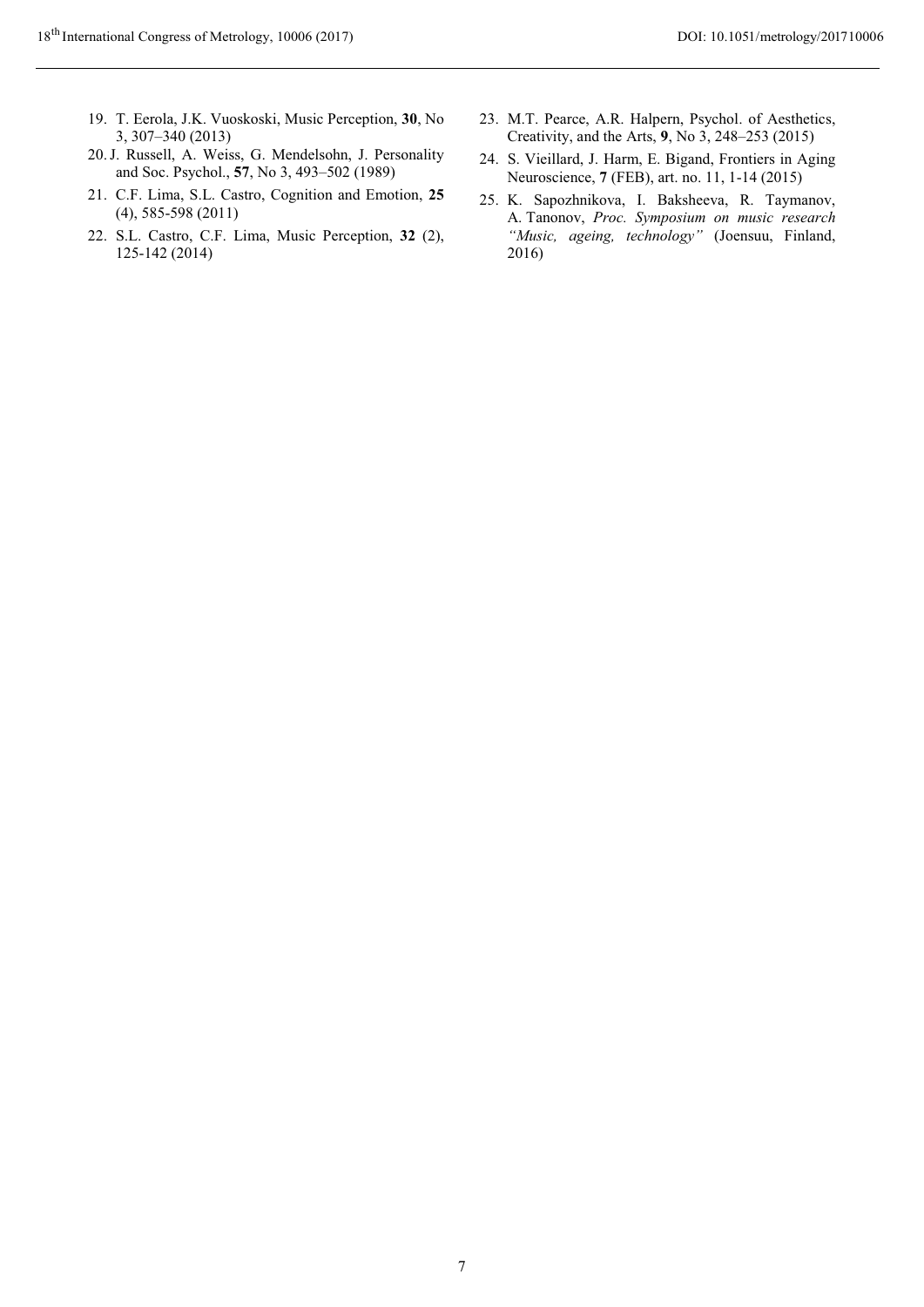19. T. Eerola, J.K. Vuoskoski, Music Perception, **30**, No 3, 307–340 (2013)
20. J. Russell, A. Weiss, G. Mendelsohn, J. Personality and Soc. Psychol., **57**, No 3, 493–502 (1989)
21. C.F. Lima, S.L. Castro, Cognition and Emotion, **25** (4), 585-598 (2011)
22. S.L. Castro, C.F. Lima, Music Perception, **32** (2), 125-142 (2014)
23. M.T. Pearce, A.R. Halpern, Psychol. of Aesthetics, Creativity, and the Arts, **9**, No 3, 248–253 (2015)
24. S. Vieillard, J. Harm, E. Bigand, Frontiers in Aging Neuroscience, **7** (FEB), art. no. 11, 1-14 (2015)
25. K. Sapozhnikova, I. Baksheeva, R. Taymanov, A. Tanonov, *Proc. Symposium on music research "Music, ageing, technology"* (Joensuu, Finland, 2016)